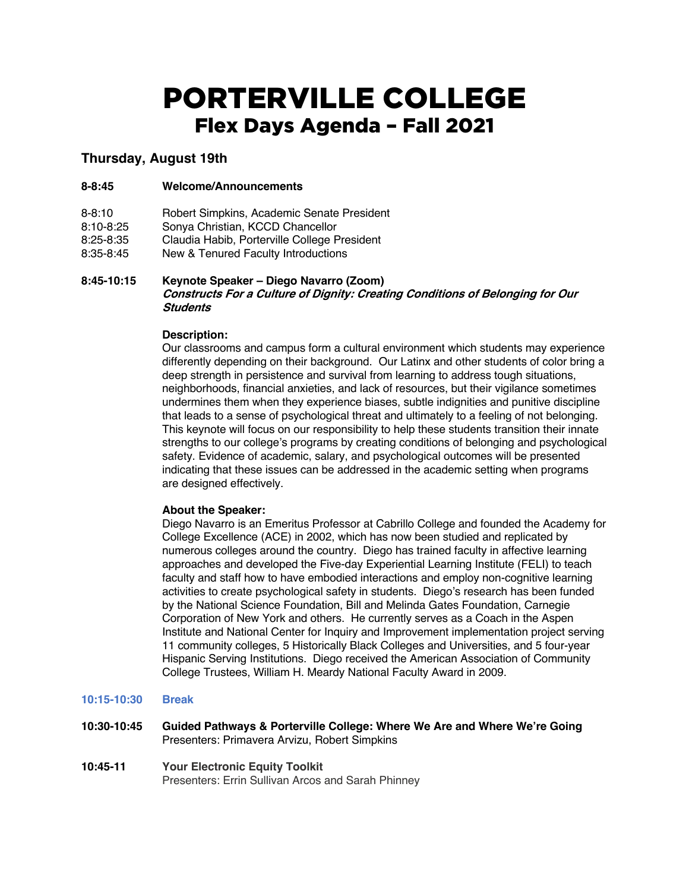# PORTERVILLE COLLEGE
## Flex Days Agenda – Fall 2021

### Thursday, August 19th

**8-8:45 Welcome/Announcements**

8-8:10 Robert Simpkins, Academic Senate President
8:10-8:25 Sonya Christian, KCCD Chancellor
8:25-8:35 Claudia Habib, Porterville College President
8:35-8:45 New & Tenured Faculty Introductions

**8:45-10:15 Keynote Speaker – Diego Navarro (Zoom)**
***Constructs For a Culture of Dignity: Creating Conditions of Belonging for Our Students***

**Description:**
Our classrooms and campus form a cultural environment which students may experience differently depending on their background. Our Latinx and other students of color bring a deep strength in persistence and survival from learning to address tough situations, neighborhoods, financial anxieties, and lack of resources, but their vigilance sometimes undermines them when they experience biases, subtle indignities and punitive discipline that leads to a sense of psychological threat and ultimately to a feeling of not belonging. This keynote will focus on our responsibility to help these students transition their innate strengths to our college's programs by creating conditions of belonging and psychological safety. Evidence of academic, salary, and psychological outcomes will be presented indicating that these issues can be addressed in the academic setting when programs are designed effectively.

**About the Speaker:**
Diego Navarro is an Emeritus Professor at Cabrillo College and founded the Academy for College Excellence (ACE) in 2002, which has now been studied and replicated by numerous colleges around the country. Diego has trained faculty in affective learning approaches and developed the Five-day Experiential Learning Institute (FELI) to teach faculty and staff how to have embodied interactions and employ non-cognitive learning activities to create psychological safety in students. Diego's research has been funded by the National Science Foundation, Bill and Melinda Gates Foundation, Carnegie Corporation of New York and others. He currently serves as a Coach in the Aspen Institute and National Center for Inquiry and Improvement implementation project serving 11 community colleges, 5 Historically Black Colleges and Universities, and 5 four-year Hispanic Serving Institutions. Diego received the American Association of Community College Trustees, William H. Meardy National Faculty Award in 2009.

**10:15-10:30 Break**

**10:30-10:45 Guided Pathways & Porterville College: Where We Are and Where We're Going**
Presenters: Primavera Arvizu, Robert Simpkins

**10:45-11 Your Electronic Equity Toolkit**
Presenters: Errin Sullivan Arcos and Sarah Phinney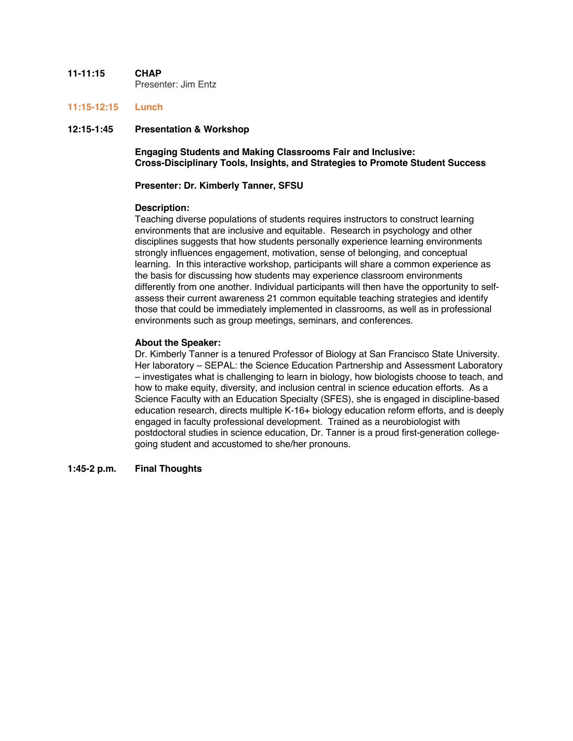**11-11:15** **CHAP**
Presenter: Jim Entz

**11:15-12:15** **Lunch**

**12:15-1:45** **Presentation & Workshop**

**Engaging Students and Making Classrooms Fair and Inclusive:**
**Cross-Disciplinary Tools, Insights, and Strategies to Promote Student Success**

**Presenter: Dr. Kimberly Tanner, SFSU**

**Description:**
Teaching diverse populations of students requires instructors to construct learning environments that are inclusive and equitable. Research in psychology and other disciplines suggests that how students personally experience learning environments strongly influences engagement, motivation, sense of belonging, and conceptual learning. In this interactive workshop, participants will share a common experience as the basis for discussing how students may experience classroom environments differently from one another. Individual participants will then have the opportunity to self-assess their current awareness 21 common equitable teaching strategies and identify those that could be immediately implemented in classrooms, as well as in professional environments such as group meetings, seminars, and conferences.

**About the Speaker:**
Dr. Kimberly Tanner is a tenured Professor of Biology at San Francisco State University. Her laboratory – SEPAL: the Science Education Partnership and Assessment Laboratory – investigates what is challenging to learn in biology, how biologists choose to teach, and how to make equity, diversity, and inclusion central in science education efforts. As a Science Faculty with an Education Specialty (SFES), she is engaged in discipline-based education research, directs multiple K-16+ biology education reform efforts, and is deeply engaged in faculty professional development. Trained as a neurobiologist with postdoctoral studies in science education, Dr. Tanner is a proud first-generation college-going student and accustomed to she/her pronouns.

**1:45-2 p.m.** **Final Thoughts**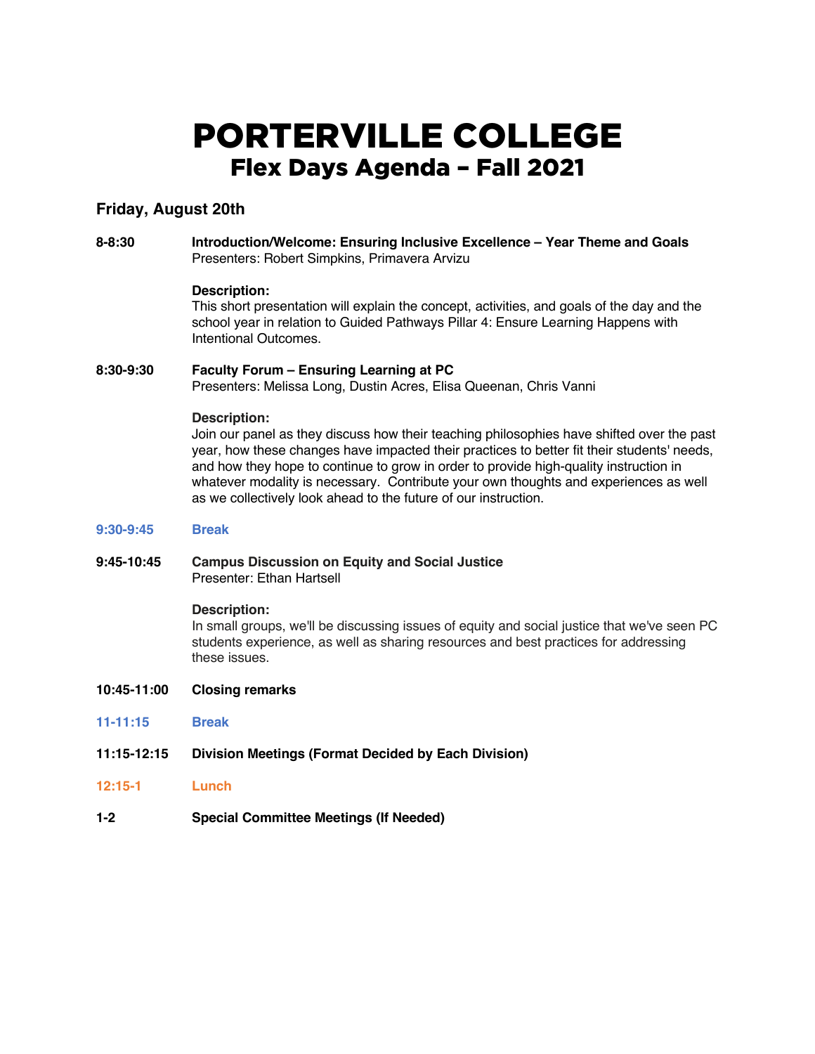# PORTERVILLE COLLEGE

## Flex Days Agenda – Fall 2021

### Friday, August 20th

**8-8:30** **Introduction/Welcome: Ensuring Inclusive Excellence – Year Theme and Goals**
Presenters: Robert Simpkins, Primavera Arvizu

**Description:**
This short presentation will explain the concept, activities, and goals of the day and the school year in relation to Guided Pathways Pillar 4: Ensure Learning Happens with Intentional Outcomes.

**8:30-9:30** **Faculty Forum – Ensuring Learning at PC**
Presenters: Melissa Long, Dustin Acres, Elisa Queenan, Chris Vanni

**Description:**
Join our panel as they discuss how their teaching philosophies have shifted over the past year, how these changes have impacted their practices to better fit their students' needs, and how they hope to continue to grow in order to provide high-quality instruction in whatever modality is necessary. Contribute your own thoughts and experiences as well as we collectively look ahead to the future of our instruction.

**9:30-9:45** **Break**

**9:45-10:45** **Campus Discussion on Equity and Social Justice**
Presenter: Ethan Hartsell

**Description:**
In small groups, we'll be discussing issues of equity and social justice that we've seen PC students experience, as well as sharing resources and best practices for addressing these issues.

**10:45-11:00** **Closing remarks**

**11-11:15** **Break**

**11:15-12:15** **Division Meetings (Format Decided by Each Division)**

**12:15-1** **Lunch**

**1-2** **Special Committee Meetings (If Needed)**